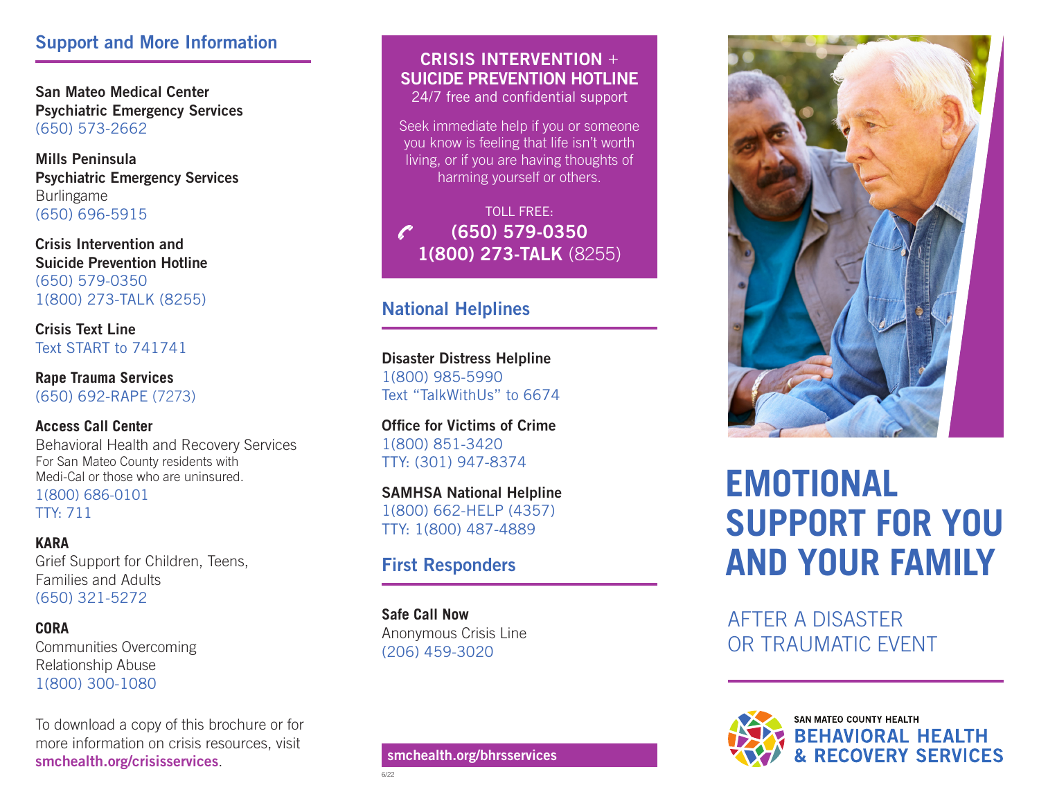# EMOTIONAL SUPPORT FOR YOU AND YOUR FAMILY

## AFTER A DISASTER OR TRAUMATIC EVENT

SAN MATEO COUNTY HEALTH
**BEHAVIORAL HEALTH & RECOVERY SERVICES**

## Support and More Information

**San Mateo Medical Center Psychiatric Emergency Services**
(650) 573-2662

**Mills Peninsula Psychiatric Emergency Services**
Burlingame
(650) 696-5915

**Crisis Intervention and Suicide Prevention Hotline**
(650) 579-0350
1(800) 273-TALK (8255)

**Crisis Text Line**
Text START to 741741

**Rape Trauma Services**
(650) 692-RAPE (7273)

**Access Call Center**
Behavioral Health and Recovery Services
For San Mateo County residents with Medi-Cal or those who are uninsured.
1(800) 686-0101
TTY: 711

**KARA**
Grief Support for Children, Teens, Families and Adults
(650) 321-5272

**CORA**
Communities Overcoming Relationship Abuse
1(800) 300-1080

To download a copy of this brochure or for more information on crisis resources, visit **smchealth.org/crisisservices**.

## CRISIS INTERVENTION + SUICIDE PREVENTION HOTLINE

24/7 free and confidential support

Seek immediate help if you or someone you know is feeling that life isn't worth living, or if you are having thoughts of harming yourself or others.

TOLL FREE:
**(650) 579-0350**
**1(800) 273-TALK** (8255)

## National Helplines

**Disaster Distress Helpline**
1(800) 985-5990
Text "TalkWithUs" to 6674

**Office for Victims of Crime**
1(800) 851-3420
TTY: (301) 947-8374

**SAMHSA National Helpline**
1(800) 662-HELP (4357)
TTY: 1(800) 487-4889

## First Responders

**Safe Call Now**
Anonymous Crisis Line
(206) 459-3020

**smchealth.org/bhrsservices**

6/22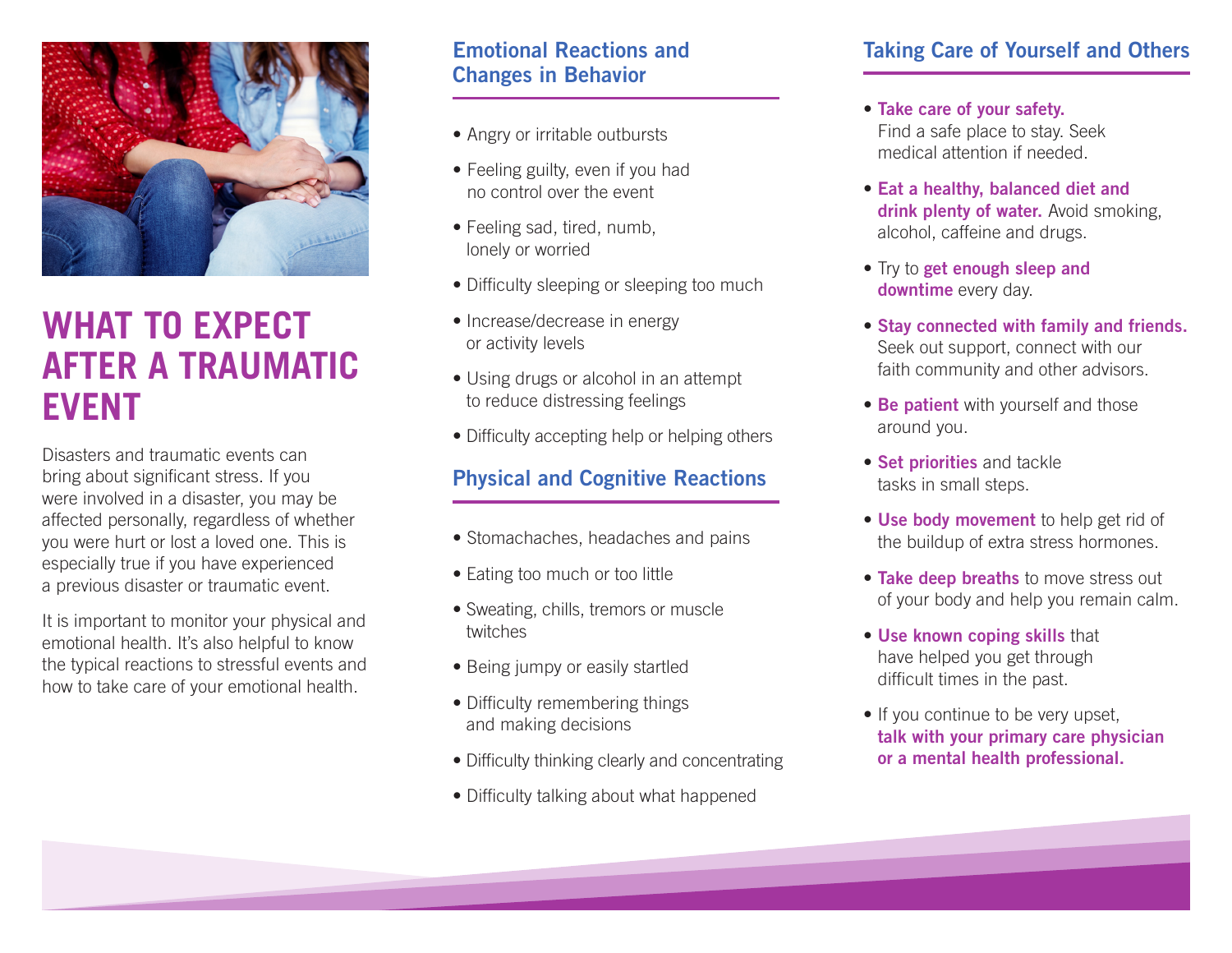# WHAT TO EXPECT AFTER A TRAUMATIC EVENT

Disasters and traumatic events can bring about significant stress. If you were involved in a disaster, you may be affected personally, regardless of whether you were hurt or lost a loved one. This is especially true if you have experienced a previous disaster or traumatic event.

It is important to monitor your physical and emotional health. It's also helpful to know the typical reactions to stressful events and how to take care of your emotional health.

## Emotional Reactions and Changes in Behavior

- Angry or irritable outbursts
- Feeling guilty, even if you had no control over the event
- Feeling sad, tired, numb, lonely or worried
- Difficulty sleeping or sleeping too much
- Increase/decrease in energy or activity levels
- Using drugs or alcohol in an attempt to reduce distressing feelings
- Difficulty accepting help or helping others

## Physical and Cognitive Reactions

- Stomachaches, headaches and pains
- Eating too much or too little
- Sweating, chills, tremors or muscle twitches
- Being jumpy or easily startled
- Difficulty remembering things and making decisions
- Difficulty thinking clearly and concentrating
- Difficulty talking about what happened

## Taking Care of Yourself and Others

- **Take care of your safety.** Find a safe place to stay. Seek medical attention if needed.
- **Eat a healthy, balanced diet and drink plenty of water.** Avoid smoking, alcohol, caffeine and drugs.
- Try to **get enough sleep and downtime** every day.
- **Stay connected with family and friends.** Seek out support, connect with our faith community and other advisors.
- **Be patient** with yourself and those around you.
- **Set priorities** and tackle tasks in small steps.
- **Use body movement** to help get rid of the buildup of extra stress hormones.
- **Take deep breaths** to move stress out of your body and help you remain calm.
- **Use known coping skills** that have helped you get through difficult times in the past.
- If you continue to be very upset, **talk with your primary care physician or a mental health professional.**